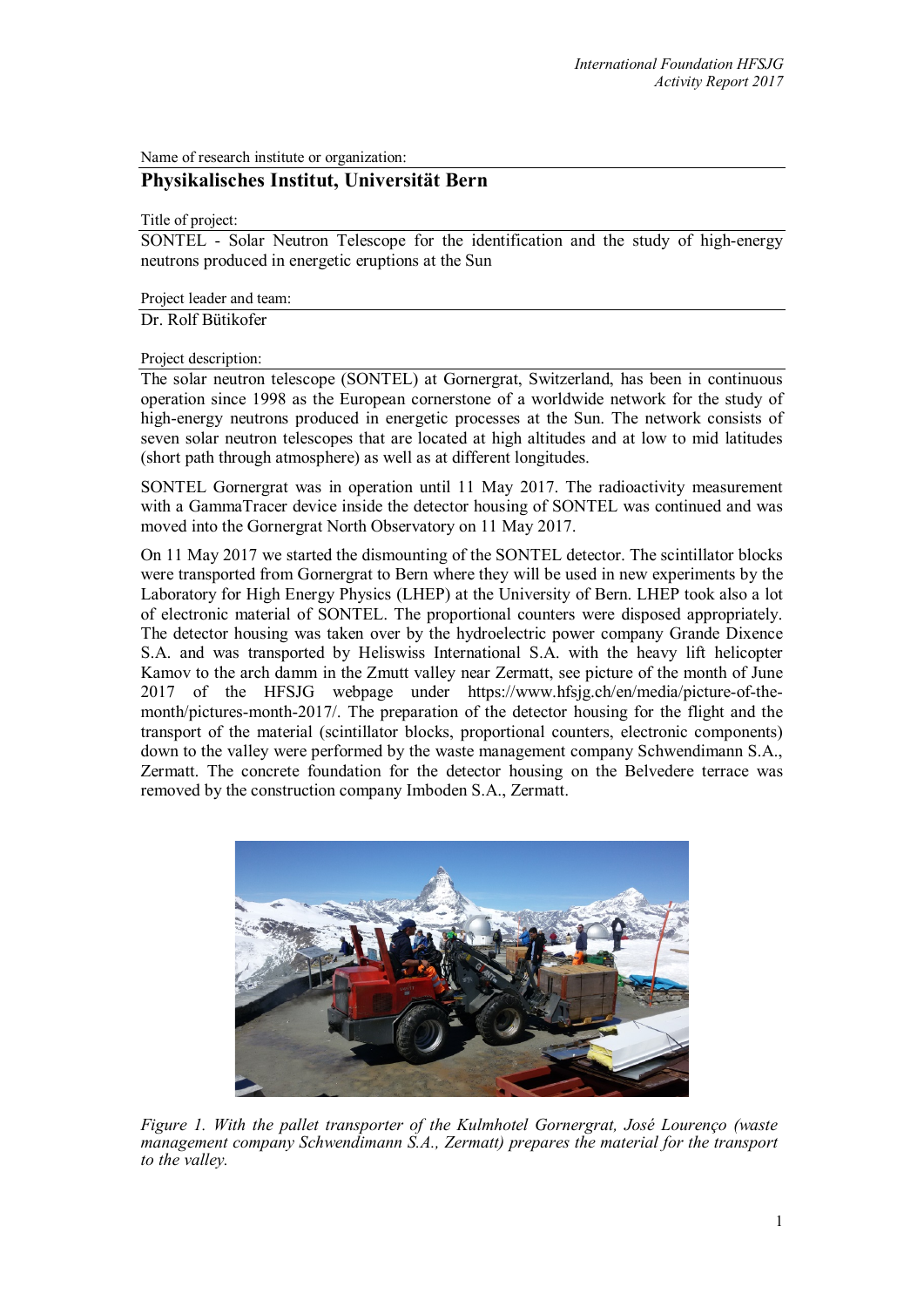Name of research institute or organization:

## Physikalisches Institut, Universität Bern

Title of project:

SONTEL - Solar Neutron Telescope for the identification and the study of high-energy neutrons produced in energetic eruptions at the Sun

Project leader and team:

Dr. Rolf Bütikofer

Project description:

The solar neutron telescope (SONTEL) at Gornergrat, Switzerland, has been in continuous operation since 1998 as the European cornerstone of a worldwide network for the study of high-energy neutrons produced in energetic processes at the Sun. The network consists of seven solar neutron telescopes that are located at high altitudes and at low to mid latitudes (short path through atmosphere) as well as at different longitudes.

SONTEL Gornergrat was in operation until 11 May 2017. The radioactivity measurement with a GammaTracer device inside the detector housing of SONTEL was continued and was moved into the Gornergrat North Observatory on 11 May 2017.

On 11 May 2017 we started the dismounting of the SONTEL detector. The scintillator blocks were transported from Gornergrat to Bern where they will be used in new experiments by the Laboratory for High Energy Physics (LHEP) at the University of Bern. LHEP took also a lot of electronic material of SONTEL. The proportional counters were disposed appropriately. The detector housing was taken over by the hydroelectric power company Grande Dixence S.A. and was transported by Heliswiss International S.A. with the heavy lift helicopter Kamov to the arch damm in the Zmutt valley near Zermatt, see picture of the month of June 2017 of the HFSJG webpage under https://www.hfsjg.ch/en/media/picture-of-the-month/pictures-month-2017/. The preparation of the detector housing for the flight and the transport of the material (scintillator blocks, proportional counters, electronic components) down to the valley were performed by the waste management company Schwendimann S.A., Zermatt. The concrete foundation for the detector housing on the Belvedere terrace was removed by the construction company Imboden S.A., Zermatt.

*Figure 1. With the pallet transporter of the Kulmhotel Gornergrat, José Lourenço (waste management company Schwendimann S.A., Zermatt) prepares the material for the transport to the valley.*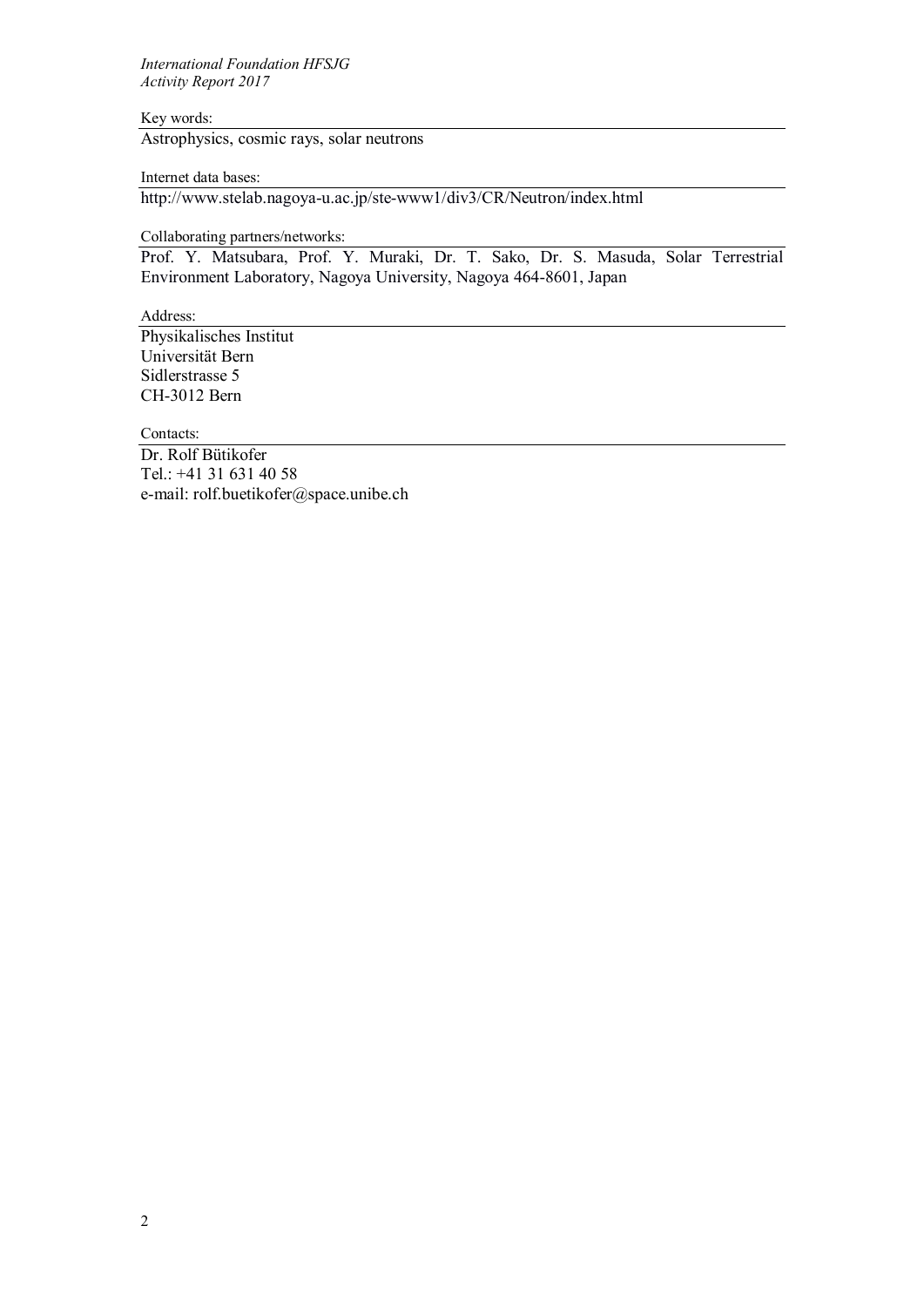Key words:

Astrophysics, cosmic rays, solar neutrons

Internet data bases:

http://www.stelab.nagoya-u.ac.jp/ste-www1/div3/CR/Neutron/index.html

Collaborating partners/networks:

Prof. Y. Matsubara, Prof. Y. Muraki, Dr. T. Sako, Dr. S. Masuda, Solar Terrestrial Environment Laboratory, Nagoya University, Nagoya 464-8601, Japan

Address:

Physikalisches Institut
Universität Bern
Sidlerstrasse 5
CH-3012 Bern

Contacts:

Dr. Rolf Bütikofer
Tel.: +41 31 631 40 58
e-mail: rolf.buetikofer@space.unibe.ch